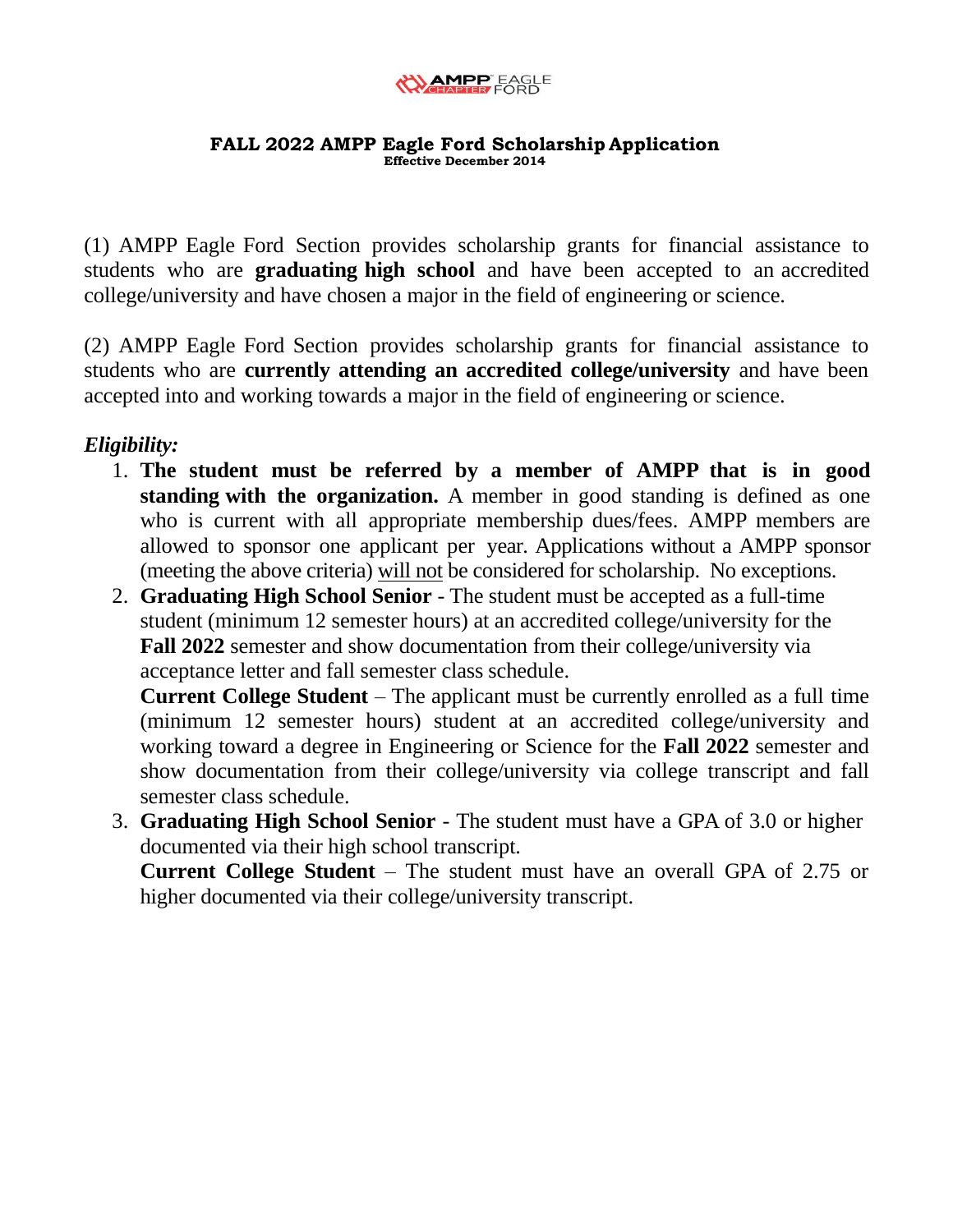AMPP EAGLE FORD CHAPTER

# FALL 2022 AMPP Eagle Ford Scholarship Application

**Effective December 2014**

(1) AMPP Eagle Ford Section provides scholarship grants for financial assistance to students who are **graduating high school** and have been accepted to an accredited college/university and have chosen a major in the field of engineering or science.

(2) AMPP Eagle Ford Section provides scholarship grants for financial assistance to students who are **currently attending an accredited college/university** and have been accepted into and working towards a major in the field of engineering or science.

***Eligibility:***

1. **The student must be referred by a member of AMPP that is in good standing with the organization.** A member in good standing is defined as one who is current with all appropriate membership dues/fees. AMPP members are allowed to sponsor one applicant per year. Applications without a AMPP sponsor (meeting the above criteria) will not be considered for scholarship. No exceptions.
2. **Graduating High School Senior** - The student must be accepted as a full-time student (minimum 12 semester hours) at an accredited college/university for the **Fall 2022** semester and show documentation from their college/university via acceptance letter and fall semester class schedule.
   **Current College Student** – The applicant must be currently enrolled as a full time (minimum 12 semester hours) student at an accredited college/university and working toward a degree in Engineering or Science for the **Fall 2022** semester and show documentation from their college/university via college transcript and fall semester class schedule.
3. **Graduating High School Senior** - The student must have a GPA of 3.0 or higher documented via their high school transcript.
   **Current College Student** – The student must have an overall GPA of 2.75 or higher documented via their college/university transcript.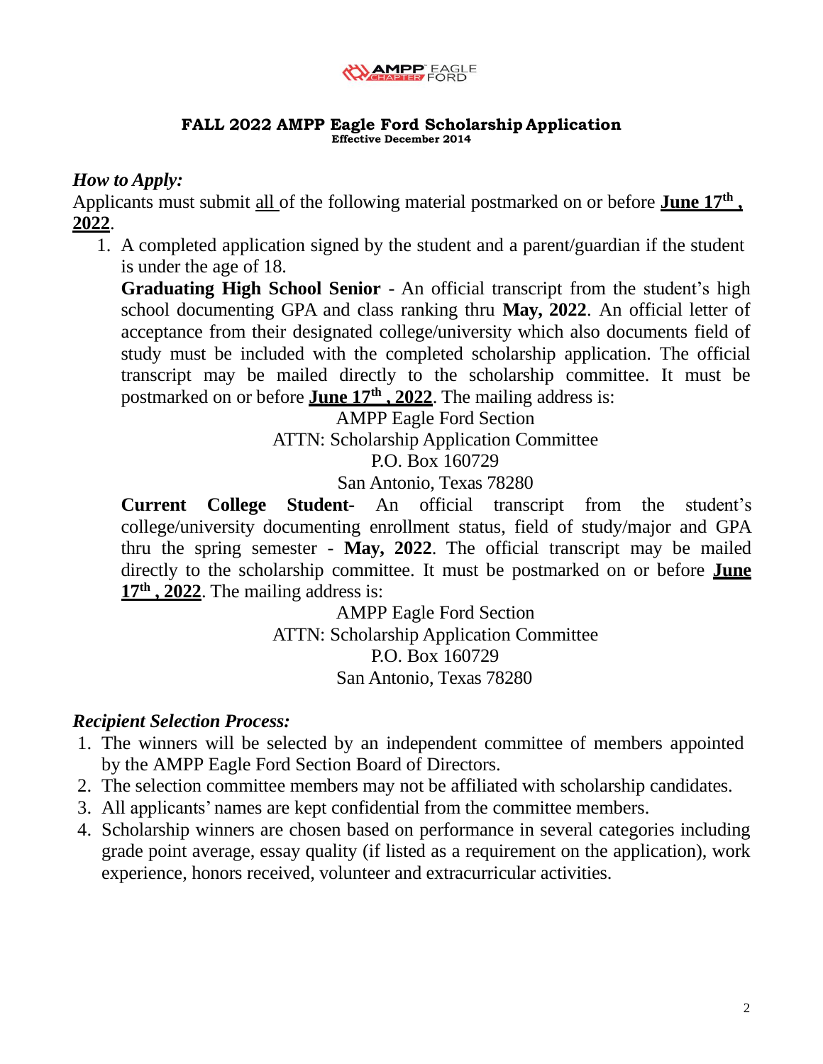**FALL 2022 AMPP Eagle Ford Scholarship Application**
**Effective December 2014**

## *How to Apply:*

Applicants must submit all of the following material postmarked on or before **June 17th , 2022**.

1. A completed application signed by the student and a parent/guardian if the student is under the age of 18.

   **Graduating High School Senior** - An official transcript from the student's high school documenting GPA and class ranking thru **May, 2022**. An official letter of acceptance from their designated college/university which also documents field of study must be included with the completed scholarship application. The official transcript may be mailed directly to the scholarship committee. It must be postmarked on or before **June 17th , 2022**. The mailing address is:

   AMPP Eagle Ford Section
   ATTN: Scholarship Application Committee
   P.O. Box 160729
   San Antonio, Texas 78280

   **Current College Student-** An official transcript from the student's college/university documenting enrollment status, field of study/major and GPA thru the spring semester - **May, 2022**. The official transcript may be mailed directly to the scholarship committee. It must be postmarked on or before **June 17th , 2022**. The mailing address is:

   AMPP Eagle Ford Section
   ATTN: Scholarship Application Committee
   P.O. Box 160729
   San Antonio, Texas 78280

## *Recipient Selection Process:*

1. The winners will be selected by an independent committee of members appointed by the AMPP Eagle Ford Section Board of Directors.
2. The selection committee members may not be affiliated with scholarship candidates.
3. All applicants' names are kept confidential from the committee members.
4. Scholarship winners are chosen based on performance in several categories including grade point average, essay quality (if listed as a requirement on the application), work experience, honors received, volunteer and extracurricular activities.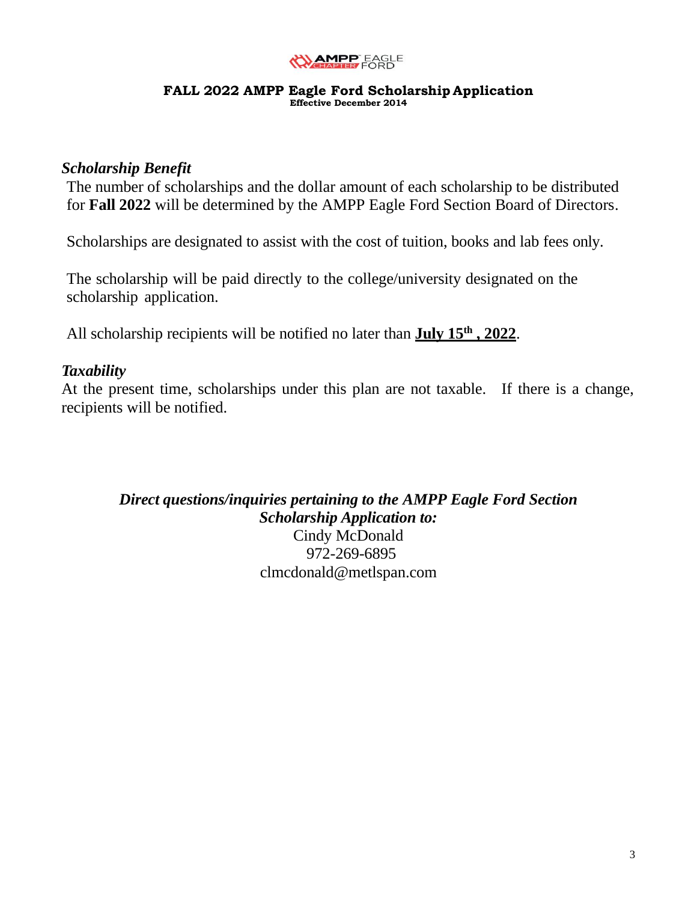**FALL 2022 AMPP Eagle Ford Scholarship Application**
**Effective December 2014**

### *Scholarship Benefit*

The number of scholarships and the dollar amount of each scholarship to be distributed for **Fall 2022** will be determined by the AMPP Eagle Ford Section Board of Directors.

Scholarships are designated to assist with the cost of tuition, books and lab fees only.

The scholarship will be paid directly to the college/university designated on the scholarship application.

All scholarship recipients will be notified no later than **July 15th , 2022**.

### *Taxability*

At the present time, scholarships under this plan are not taxable. If there is a change, recipients will be notified.

***Direct questions/inquiries pertaining to the AMPP Eagle Ford Section Scholarship Application to:***
Cindy McDonald
972-269-6895
clmcdonald@metlspan.com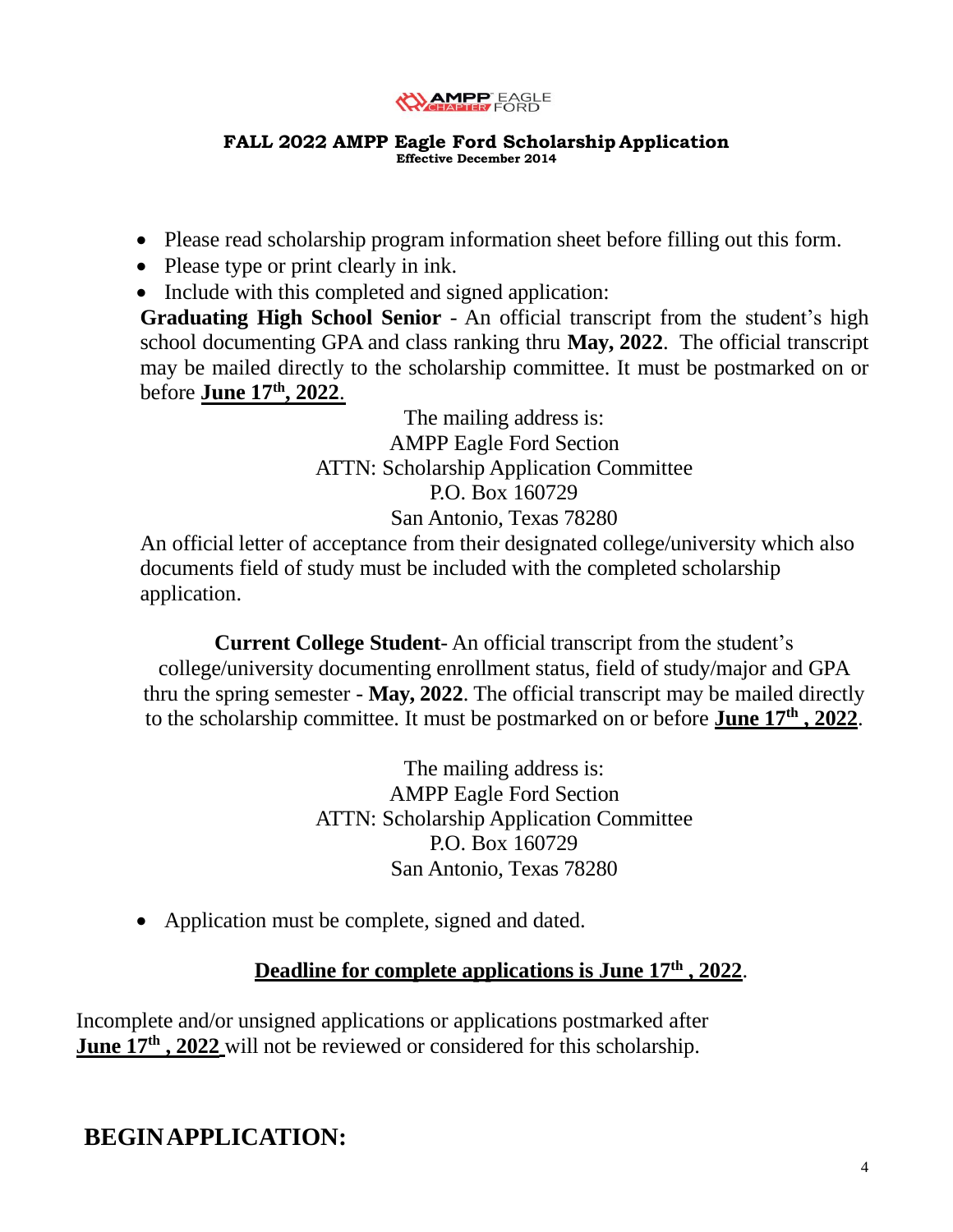**FALL 2022 AMPP Eagle Ford Scholarship Application**
**Effective December 2014**

- Please read scholarship program information sheet before filling out this form.
- Please type or print clearly in ink.
- Include with this completed and signed application:

**Graduating High School Senior** - An official transcript from the student's high school documenting GPA and class ranking thru **May, 2022**. The official transcript may be mailed directly to the scholarship committee. It must be postmarked on or before **June 17th, 2022**.

The mailing address is:
AMPP Eagle Ford Section
ATTN: Scholarship Application Committee
P.O. Box 160729
San Antonio, Texas 78280

An official letter of acceptance from their designated college/university which also documents field of study must be included with the completed scholarship application.

**Current College Student**- An official transcript from the student's college/university documenting enrollment status, field of study/major and GPA thru the spring semester - **May, 2022**. The official transcript may be mailed directly to the scholarship committee. It must be postmarked on or before **June 17th , 2022**.

The mailing address is:
AMPP Eagle Ford Section
ATTN: Scholarship Application Committee
P.O. Box 160729
San Antonio, Texas 78280

- Application must be complete, signed and dated.

**Deadline for complete applications is June 17th , 2022**.

Incomplete and/or unsigned applications or applications postmarked after **June 17th , 2022** will not be reviewed or considered for this scholarship.

## BEGIN APPLICATION: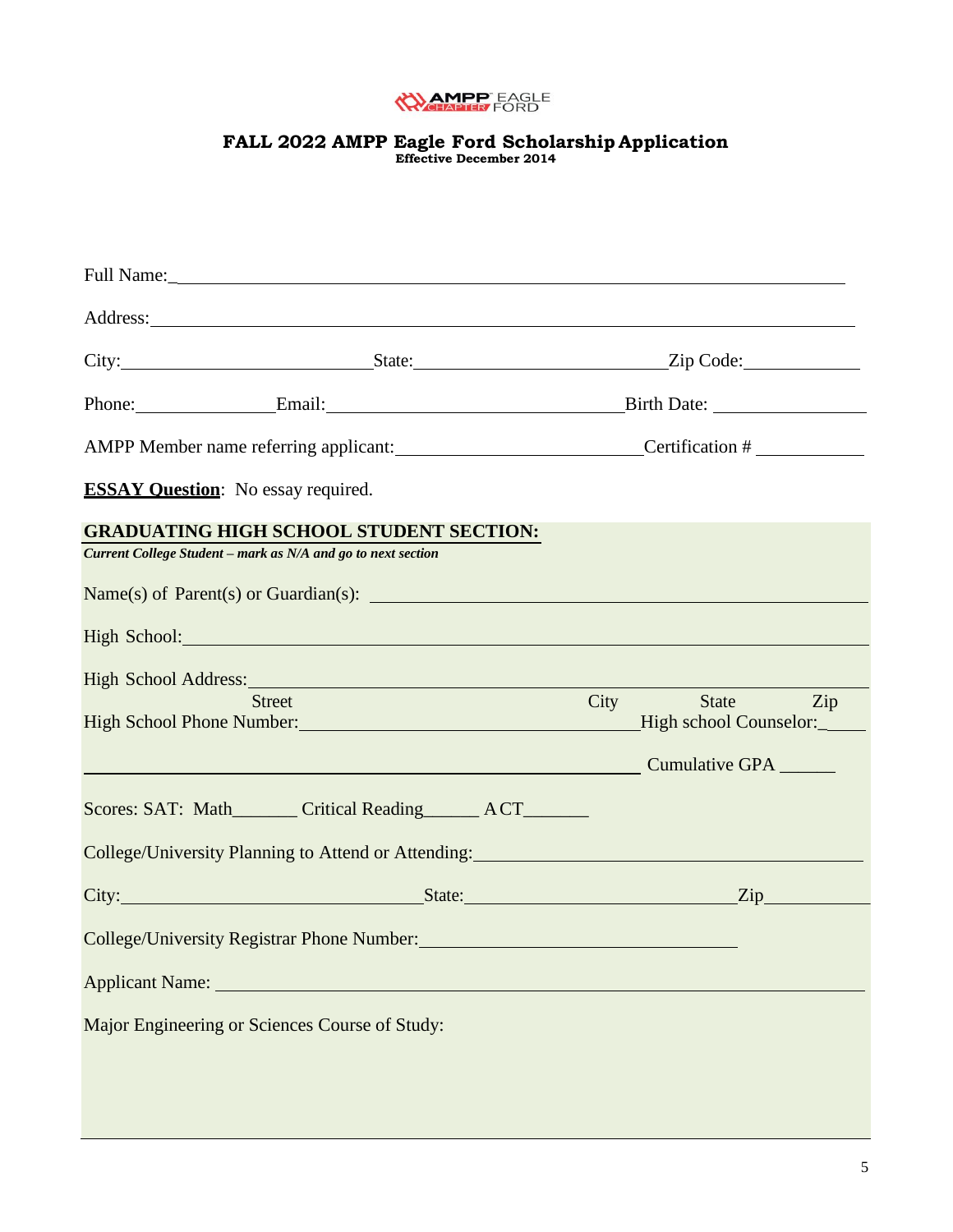AMPP EAGLE CHAPTER FORD

# FALL 2022 AMPP Eagle Ford Scholarship Application

**Effective December 2014**

Full Name:\_\_\_\_\_\_\_\_\_\_\_\_\_\_\_\_\_\_\_\_\_\_\_\_\_\_\_\_\_\_\_\_\_\_\_\_\_\_\_\_\_\_\_\_\_\_\_\_\_\_\_\_\_\_\_\_\_\_\_\_

Address:\_\_\_\_\_\_\_\_\_\_\_\_\_\_\_\_\_\_\_\_\_\_\_\_\_\_\_\_\_\_\_\_\_\_\_\_\_\_\_\_\_\_\_\_\_\_\_\_\_\_\_\_\_\_\_\_\_\_\_\_\_\_

City:\_\_\_\_\_\_\_\_\_\_\_\_\_\_\_\_\_\_\_\_\_\_\_State:\_\_\_\_\_\_\_\_\_\_\_\_\_\_\_\_\_\_\_\_\_\_\_\_Zip Code:\_\_\_\_\_\_\_\_\_\_

Phone:\_\_\_\_\_\_\_\_\_\_\_\_Email:\_\_\_\_\_\_\_\_\_\_\_\_\_\_\_\_\_\_\_\_\_\_\_\_\_\_\_Birth Date: \_\_\_\_\_\_\_\_\_\_\_\_\_

AMPP Member name referring applicant:\_\_\_\_\_\_\_\_\_\_\_\_\_\_\_\_\_\_\_\_\_Certification # \_\_\_\_\_\_\_\_\_\_

**<u>ESSAY Question</u>**: No essay required.

## GRADUATING HIGH SCHOOL STUDENT SECTION:

***Current College Student – mark as N/A and go to next section***

Name(s) of Parent(s) or Guardian(s): \_\_\_\_\_\_\_\_\_\_\_\_\_\_\_\_\_\_\_\_\_\_\_\_\_\_\_\_\_\_\_\_\_\_\_\_\_\_\_\_\_\_\_\_\_\_

High School:\_\_\_\_\_\_\_\_\_\_\_\_\_\_\_\_\_\_\_\_\_\_\_\_\_\_\_\_\_\_\_\_\_\_\_\_\_\_\_\_\_\_\_\_\_\_\_\_\_\_\_\_\_\_\_\_\_\_\_\_\_\_\_

High School Address:\_\_\_\_\_\_\_\_\_\_\_\_\_\_\_\_\_\_\_\_\_\_\_\_\_\_\_\_\_\_\_\_\_\_\_\_\_\_\_\_\_\_\_\_\_\_\_\_\_\_\_\_\_\_\_\_

Street City State Zip

High School Phone Number:\_\_\_\_\_\_\_\_\_\_\_\_\_\_\_\_\_\_\_\_\_\_\_\_\_\_\_\_High school Counselor:\_\_\_\_

\_\_\_\_\_\_\_\_\_\_\_\_\_\_\_\_\_\_\_\_\_\_\_\_\_\_\_\_\_\_\_\_\_\_\_\_\_\_\_\_\_\_\_\_\_\_\_\_\_\_\_ Cumulative GPA \_\_\_\_\_\_

Scores: SAT: Math\_\_\_\_\_\_\_ Critical Reading\_\_\_\_\_\_ ACT\_\_\_\_\_\_\_

College/University Planning to Attend or Attending:\_\_\_\_\_\_\_\_\_\_\_\_\_\_\_\_\_\_\_\_\_\_\_\_\_\_\_\_\_\_\_\_\_\_\_

City:\_\_\_\_\_\_\_\_\_\_\_\_\_\_\_\_\_\_\_\_\_\_\_\_\_\_State:\_\_\_\_\_\_\_\_\_\_\_\_\_\_\_\_\_\_\_\_\_\_\_\_\_\_Zip\_\_\_\_\_\_\_\_\_\_

College/University Registrar Phone Number:\_\_\_\_\_\_\_\_\_\_\_\_\_\_\_\_\_\_\_\_\_\_\_\_\_\_\_\_

Applicant Name: \_\_\_\_\_\_\_\_\_\_\_\_\_\_\_\_\_\_\_\_\_\_\_\_\_\_\_\_\_\_\_\_\_\_\_\_\_\_\_\_\_\_\_\_\_\_\_\_\_\_\_\_\_\_\_\_\_\_\_\_\_

Major Engineering or Sciences Course of Study: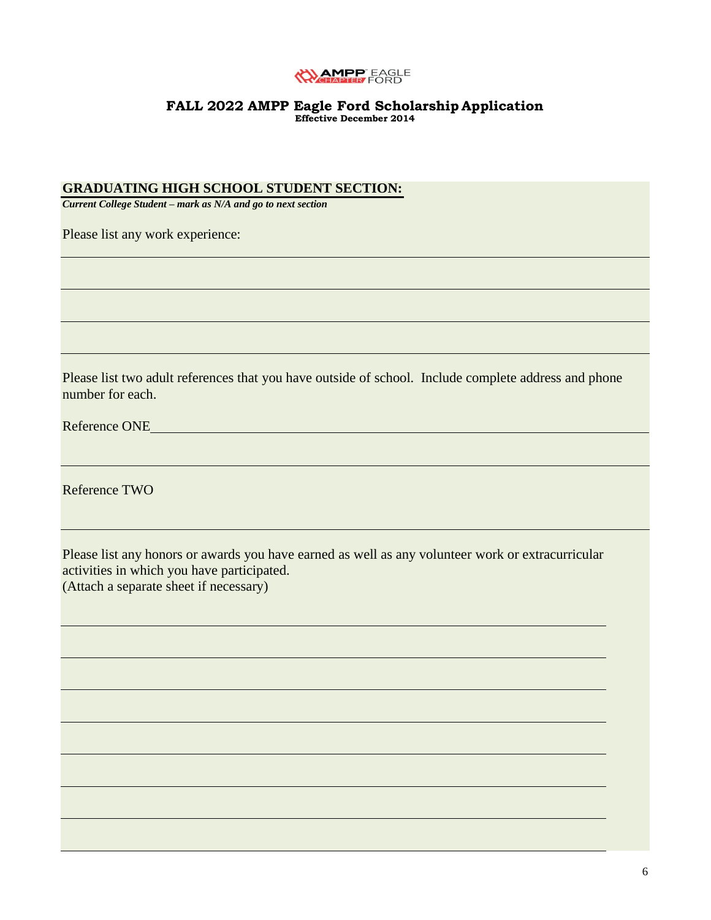AMPP EAGLE CHAPTER FORD

# FALL 2022 AMPP Eagle Ford Scholarship Application

**Effective December 2014**

## GRADUATING HIGH SCHOOL STUDENT SECTION:

***Current College Student – mark as N/A and go to next section***

Please list any work experience:

______________________________________________

______________________________________________

______________________________________________

Please list two adult references that you have outside of school. Include complete address and phone number for each.

Reference ONE______________________________________________

______________________________________________

Reference TWO

______________________________________________

Please list any honors or awards you have earned as well as any volunteer work or extracurricular activities in which you have participated.
(Attach a separate sheet if necessary)

______________________________________________

______________________________________________

______________________________________________

______________________________________________

______________________________________________

______________________________________________

______________________________________________

______________________________________________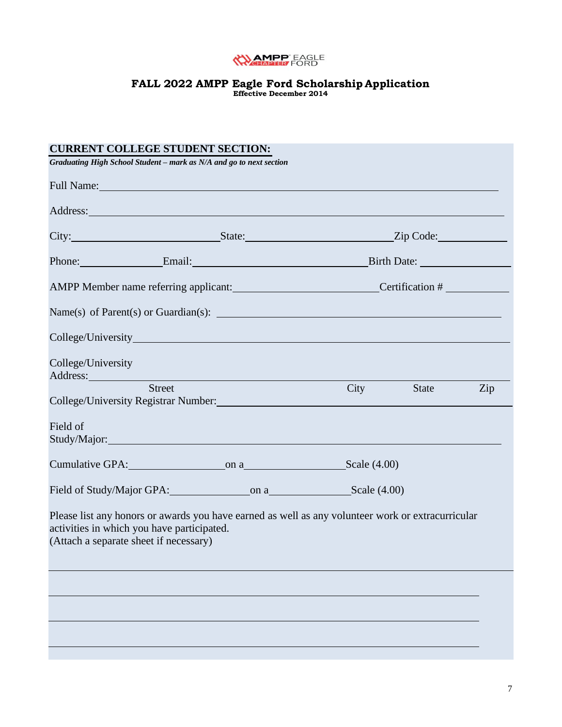AMPP EAGLE CHAPTER FORD

# FALL 2022 AMPP Eagle Ford Scholarship Application

**Effective December 2014**

## CURRENT COLLEGE STUDENT SECTION:

***Graduating High School Student – mark as N/A and go to next section***

Full Name: ____________________________________________

Address: ____________________________________________

City: ______________ State: ______________ Zip Code: __________

Phone: __________ Email: ____________________ Birth Date: __________

AMPP Member name referring applicant: ____________________ Certification # __________

Name(s) of Parent(s) or Guardian(s): ____________________________________________

College/University ____________________________________________

College/University Address: ____________________________________________

Street City State Zip

College/University Registrar Number: ____________________________________________

Field of Study/Major: ____________________________________________

Cumulative GPA: __________ on a __________ Scale (4.00)

Field of Study/Major GPA: __________ on a __________ Scale (4.00)

Please list any honors or awards you have earned as well as any volunteer work or extracurricular activities in which you have participated.
(Attach a separate sheet if necessary)

____________________________________________

____________________________________________

____________________________________________

____________________________________________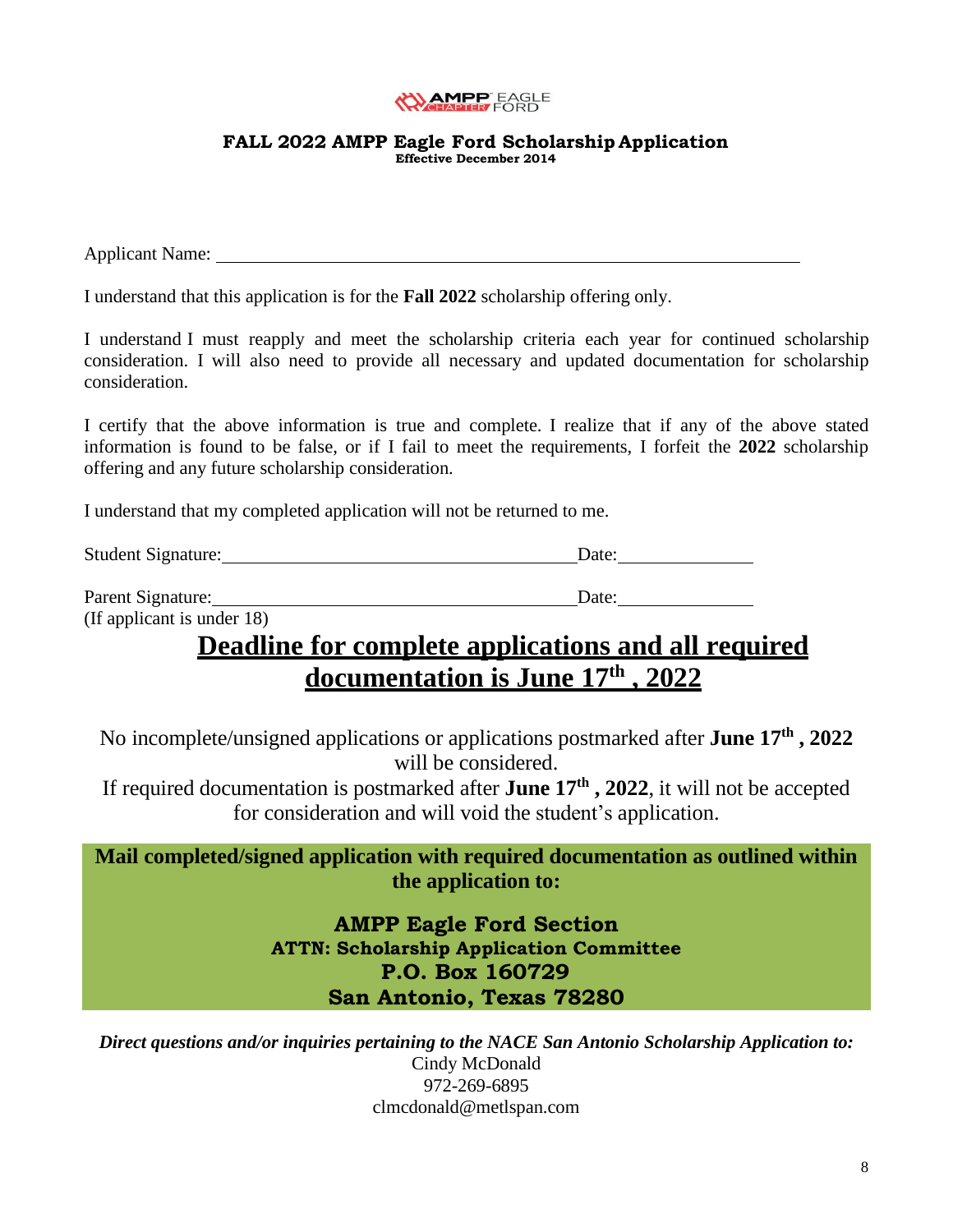AMPP EAGLE CHAPTER FORD

**FALL 2022 AMPP Eagle Ford Scholarship Application**
**Effective December 2014**

Applicant Name: \_\_\_\_\_\_\_\_\_\_\_\_\_\_\_\_\_\_\_\_\_\_\_\_\_\_\_\_\_\_\_\_\_\_\_\_\_\_\_\_\_\_\_\_\_\_\_\_\_\_\_\_

I understand that this application is for the **Fall 2022** scholarship offering only.

I understand I must reapply and meet the scholarship criteria each year for continued scholarship consideration. I will also need to provide all necessary and updated documentation for scholarship consideration.

I certify that the above information is true and complete. I realize that if any of the above stated information is found to be false, or if I fail to meet the requirements, I forfeit the **2022** scholarship offering and any future scholarship consideration.

I understand that my completed application will not be returned to me.

Student Signature: \_\_\_\_\_\_\_\_\_\_\_\_\_\_\_\_\_\_\_\_\_\_\_\_\_\_\_\_\_\_\_\_ Date: \_\_\_\_\_\_\_\_\_\_\_\_

Parent Signature: \_\_\_\_\_\_\_\_\_\_\_\_\_\_\_\_\_\_\_\_\_\_\_\_\_\_\_\_\_\_\_\_ Date: \_\_\_\_\_\_\_\_\_\_\_\_
(If applicant is under 18)

## <u>Deadline for complete applications and all required documentation is June 17th , 2022</u>

No incomplete/unsigned applications or applications postmarked after **June 17th , 2022** will be considered.
If required documentation is postmarked after **June 17th , 2022**, it will not be accepted for consideration and will void the student's application.

**Mail completed/signed application with required documentation as outlined within the application to:**

**AMPP Eagle Ford Section**
**ATTN: Scholarship Application Committee**
**P.O. Box 160729**
**San Antonio, Texas 78280**

***Direct questions and/or inquiries pertaining to the NACE San Antonio Scholarship Application to:***
Cindy McDonald
972-269-6895
clmcdonald@metlspan.com